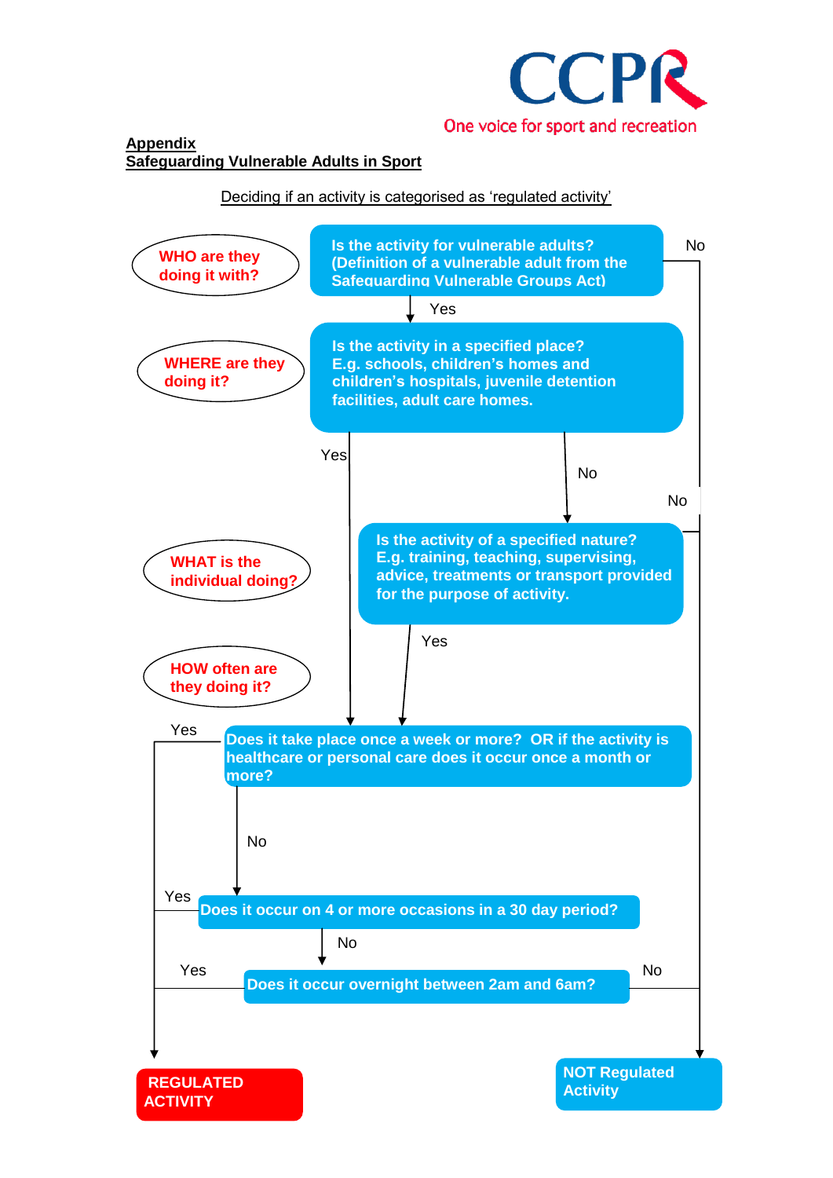CCPR

One voice for sport and recreation

**Appendix**

**Safeguarding Vulnerable Adults in Sport**

Deciding if an activity is categorised as 'regulated activity'

**WHO are they doing it with?**

**Is the activity for vulnerable adults? (Definition of a vulnerable adult from the Safeguarding Vulnerable Groups Act)**

- No → NOT Regulated Activity
- Yes ↓

**WHERE are they doing it?**

**Is the activity in a specified place? E.g. schools, children's homes and children's hospitals, juvenile detention facilities, adult care homes.**

- Yes → Does it take place once a week or more?
- No ↓

**WHAT is the individual doing?**

**Is the activity of a specified nature? E.g. training, teaching, supervising, advice, treatments or transport provided for the purpose of activity.**

- No → NOT Regulated Activity
- Yes ↓

**HOW often are they doing it?**

**Does it take place once a week or more? OR if the activity is healthcare or personal care does it occur once a month or more?**

- Yes → REGULATED ACTIVITY
- No ↓

**Does it occur on 4 or more occasions in a 30 day period?**

- Yes → REGULATED ACTIVITY
- No ↓

**Does it occur overnight between 2am and 6am?**

- Yes → REGULATED ACTIVITY
- No → NOT Regulated Activity

**REGULATED ACTIVITY**

**NOT Regulated Activity**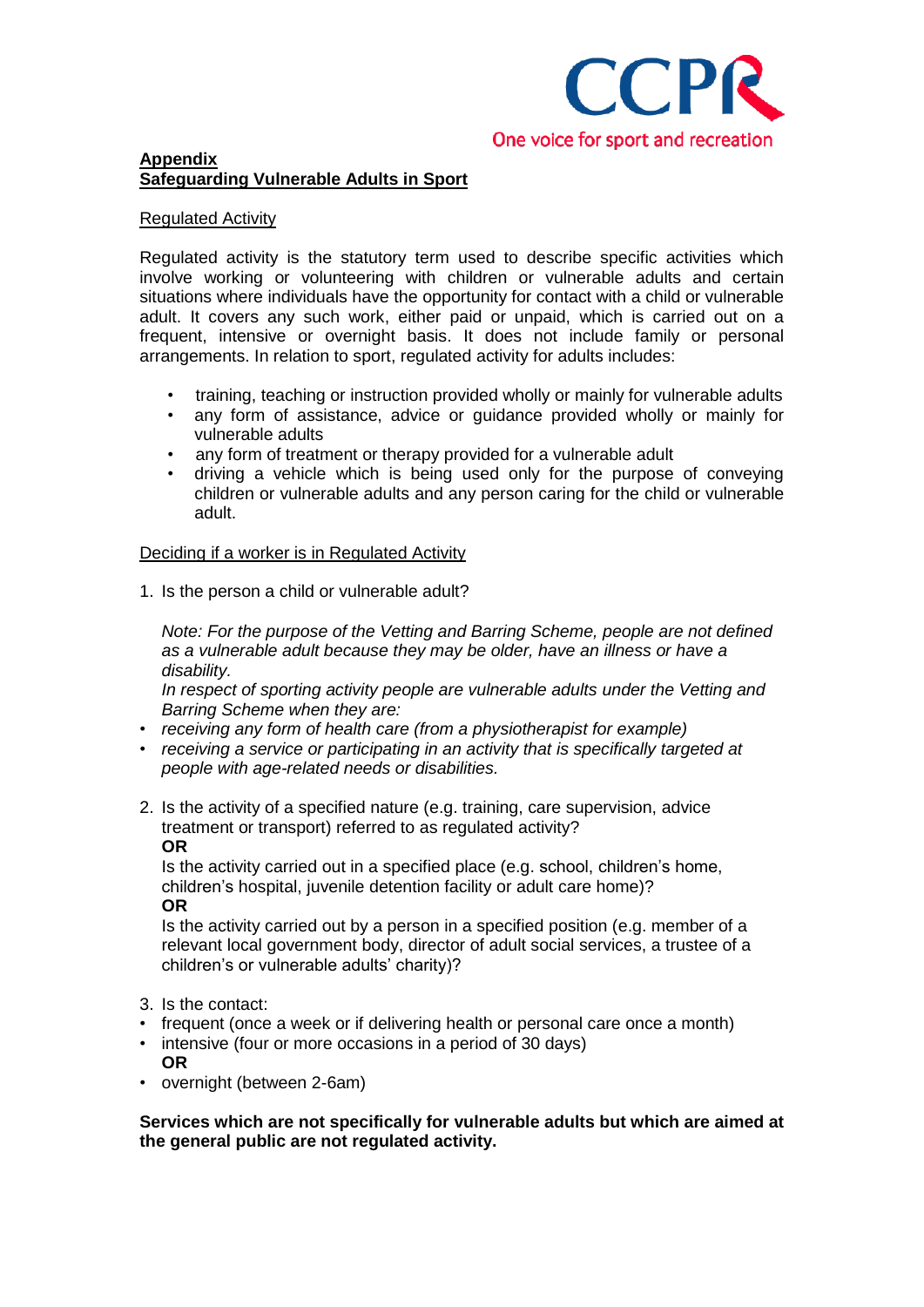## Appendix
## Safeguarding Vulnerable Adults in Sport

### Regulated Activity

Regulated activity is the statutory term used to describe specific activities which involve working or volunteering with children or vulnerable adults and certain situations where individuals have the opportunity for contact with a child or vulnerable adult. It covers any such work, either paid or unpaid, which is carried out on a frequent, intensive or overnight basis. It does not include family or personal arrangements. In relation to sport, regulated activity for adults includes:

- training, teaching or instruction provided wholly or mainly for vulnerable adults
- any form of assistance, advice or guidance provided wholly or mainly for vulnerable adults
- any form of treatment or therapy provided for a vulnerable adult
- driving a vehicle which is being used only for the purpose of conveying children or vulnerable adults and any person caring for the child or vulnerable adult.

### Deciding if a worker is in Regulated Activity

1. Is the person a child or vulnerable adult?

   *Note: For the purpose of the Vetting and Barring Scheme, people are not defined as a vulnerable adult because they may be older, have an illness or have a disability.*
   *In respect of sporting activity people are vulnerable adults under the Vetting and Barring Scheme when they are:*

- *receiving any form of health care (from a physiotherapist for example)*
- *receiving a service or participating in an activity that is specifically targeted at people with age-related needs or disabilities.*

2. Is the activity of a specified nature (e.g. training, care supervision, advice treatment or transport) referred to as regulated activity?
   **OR**
   Is the activity carried out in a specified place (e.g. school, children's home, children's hospital, juvenile detention facility or adult care home)?
   **OR**
   Is the activity carried out by a person in a specified position (e.g. member of a relevant local government body, director of adult social services, a trustee of a children's or vulnerable adults' charity)?

3. Is the contact:

- frequent (once a week or if delivering health or personal care once a month)
- intensive (four or more occasions in a period of 30 days)
  **OR**
- overnight (between 2-6am)

**Services which are not specifically for vulnerable adults but which are aimed at the general public are not regulated activity.**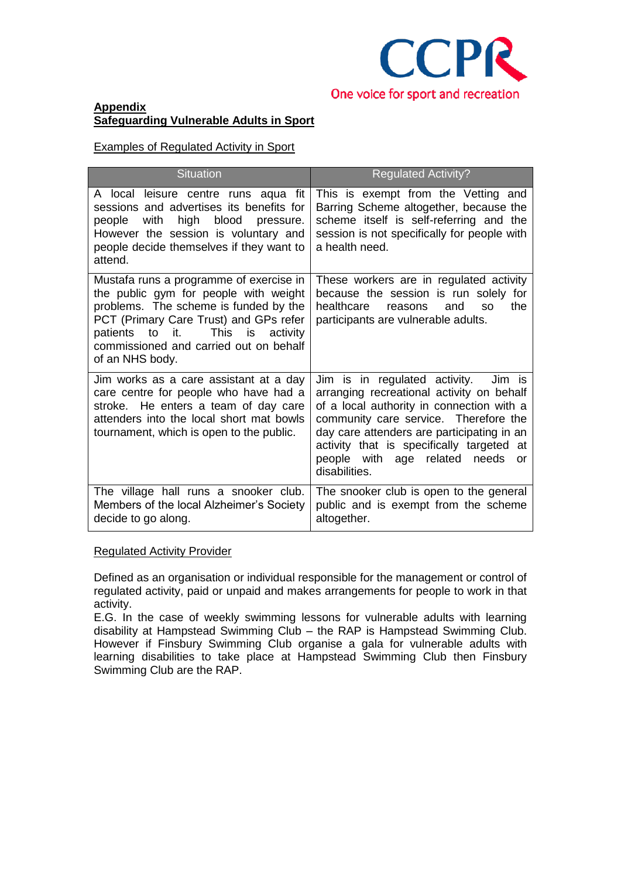## Appendix
## Safeguarding Vulnerable Adults in Sport

Examples of Regulated Activity in Sport

| Situation | Regulated Activity? |
|---|---|
| A local leisure centre runs aqua fit sessions and advertises its benefits for people with high blood pressure. However the session is voluntary and people decide themselves if they want to attend. | This is exempt from the Vetting and Barring Scheme altogether, because the scheme itself is self-referring and the session is not specifically for people with a health need. |
| Mustafa runs a programme of exercise in the public gym for people with weight problems. The scheme is funded by the PCT (Primary Care Trust) and GPs refer patients to it. This is activity commissioned and carried out on behalf of an NHS body. | These workers are in regulated activity because the session is run solely for healthcare reasons and so the participants are vulnerable adults. |
| Jim works as a care assistant at a day care centre for people who have had a stroke. He enters a team of day care attenders into the local short mat bowls tournament, which is open to the public. | Jim is in regulated activity. Jim is arranging recreational activity on behalf of a local authority in connection with a community care service. Therefore the day care attenders are participating in an activity that is specifically targeted at people with age related needs or disabilities. |
| The village hall runs a snooker club. Members of the local Alzheimer's Society decide to go along. | The snooker club is open to the general public and is exempt from the scheme altogether. |

Regulated Activity Provider

Defined as an organisation or individual responsible for the management or control of regulated activity, paid or unpaid and makes arrangements for people to work in that activity.

E.G. In the case of weekly swimming lessons for vulnerable adults with learning disability at Hampstead Swimming Club – the RAP is Hampstead Swimming Club. However if Finsbury Swimming Club organise a gala for vulnerable adults with learning disabilities to take place at Hampstead Swimming Club then Finsbury Swimming Club are the RAP.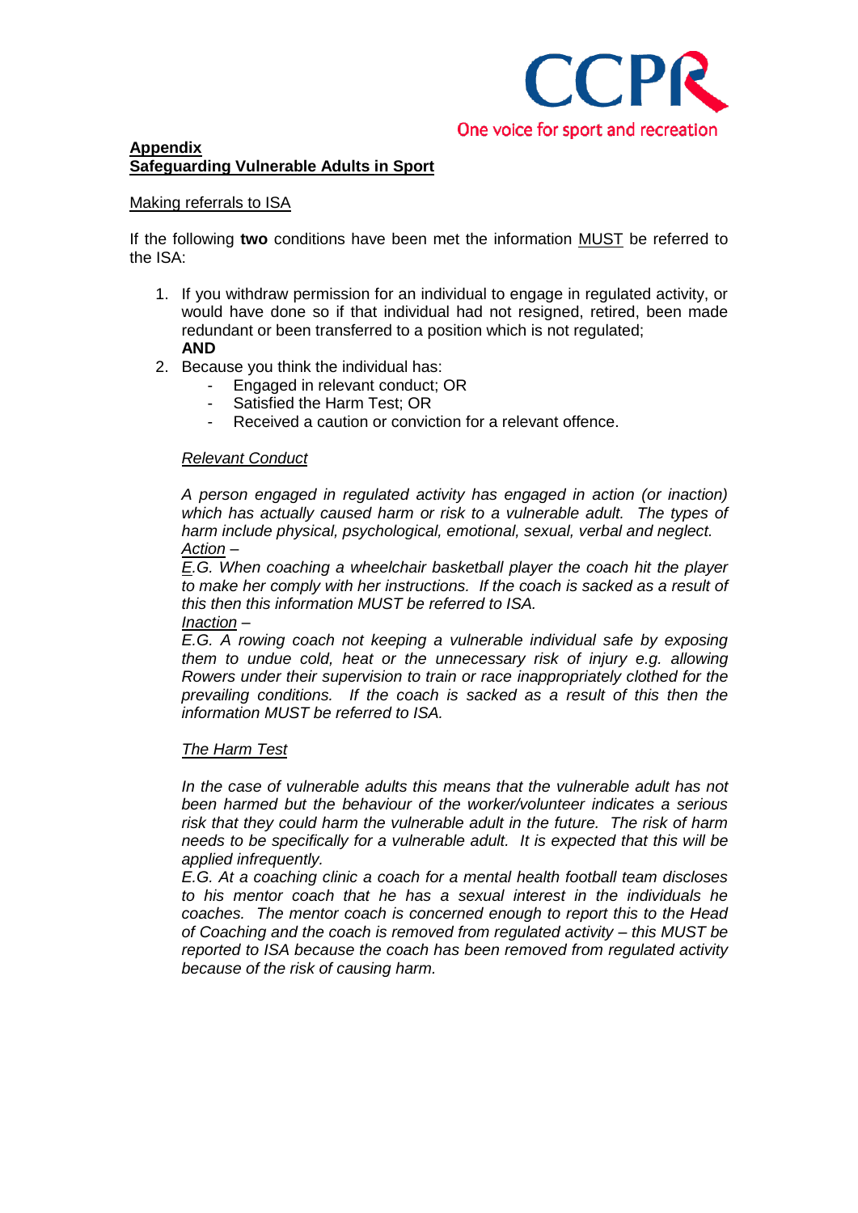CCPR
One voice for sport and recreation

## Appendix
## Safeguarding Vulnerable Adults in Sport

Making referrals to ISA

If the following **two** conditions have been met the information MUST be referred to the ISA:

1. If you withdraw permission for an individual to engage in regulated activity, or would have done so if that individual had not resigned, retired, been made redundant or been transferred to a position which is not regulated;
   **AND**
2. Because you think the individual has:
   - Engaged in relevant conduct; OR
   - Satisfied the Harm Test; OR
   - Received a caution or conviction for a relevant offence.

   *Relevant Conduct*

   *A person engaged in regulated activity has engaged in action (or inaction) which has actually caused harm or risk to a vulnerable adult. The types of harm include physical, psychological, emotional, sexual, verbal and neglect.*
   *Action –*
   *E.G. When coaching a wheelchair basketball player the coach hit the player to make her comply with her instructions. If the coach is sacked as a result of this then this information MUST be referred to ISA.*
   *Inaction –*
   *E.G. A rowing coach not keeping a vulnerable individual safe by exposing them to undue cold, heat or the unnecessary risk of injury e.g. allowing Rowers under their supervision to train or race inappropriately clothed for the prevailing conditions. If the coach is sacked as a result of this then the information MUST be referred to ISA.*

   *The Harm Test*

   *In the case of vulnerable adults this means that the vulnerable adult has not been harmed but the behaviour of the worker/volunteer indicates a serious risk that they could harm the vulnerable adult in the future. The risk of harm needs to be specifically for a vulnerable adult. It is expected that this will be applied infrequently.*
   *E.G. At a coaching clinic a coach for a mental health football team discloses to his mentor coach that he has a sexual interest in the individuals he coaches. The mentor coach is concerned enough to report this to the Head of Coaching and the coach is removed from regulated activity – this MUST be reported to ISA because the coach has been removed from regulated activity because of the risk of causing harm.*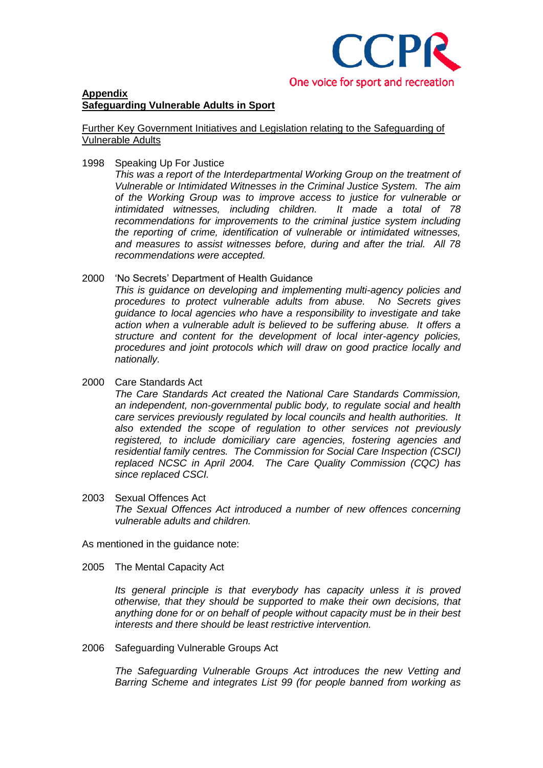**Appendix**
**Safeguarding Vulnerable Adults in Sport**

Further Key Government Initiatives and Legislation relating to the Safeguarding of Vulnerable Adults

1998 Speaking Up For Justice

*This was a report of the Interdepartmental Working Group on the treatment of Vulnerable or Intimidated Witnesses in the Criminal Justice System. The aim of the Working Group was to improve access to justice for vulnerable or intimidated witnesses, including children. It made a total of 78 recommendations for improvements to the criminal justice system including the reporting of crime, identification of vulnerable or intimidated witnesses, and measures to assist witnesses before, during and after the trial. All 78 recommendations were accepted.*

2000 'No Secrets' Department of Health Guidance

*This is guidance on developing and implementing multi-agency policies and procedures to protect vulnerable adults from abuse. No Secrets gives guidance to local agencies who have a responsibility to investigate and take action when a vulnerable adult is believed to be suffering abuse. It offers a structure and content for the development of local inter-agency policies, procedures and joint protocols which will draw on good practice locally and nationally.*

2000 Care Standards Act

*The Care Standards Act created the National Care Standards Commission, an independent, non-governmental public body, to regulate social and health care services previously regulated by local councils and health authorities. It also extended the scope of regulation to other services not previously registered, to include domiciliary care agencies, fostering agencies and residential family centres. The Commission for Social Care Inspection (CSCI) replaced NCSC in April 2004. The Care Quality Commission (CQC) has since replaced CSCI.*

2003 Sexual Offences Act

*The Sexual Offences Act introduced a number of new offences concerning vulnerable adults and children.*

As mentioned in the guidance note:

2005 The Mental Capacity Act

*Its general principle is that everybody has capacity unless it is proved otherwise, that they should be supported to make their own decisions, that anything done for or on behalf of people without capacity must be in their best interests and there should be least restrictive intervention.*

2006 Safeguarding Vulnerable Groups Act

*The Safeguarding Vulnerable Groups Act introduces the new Vetting and Barring Scheme and integrates List 99 (for people banned from working as*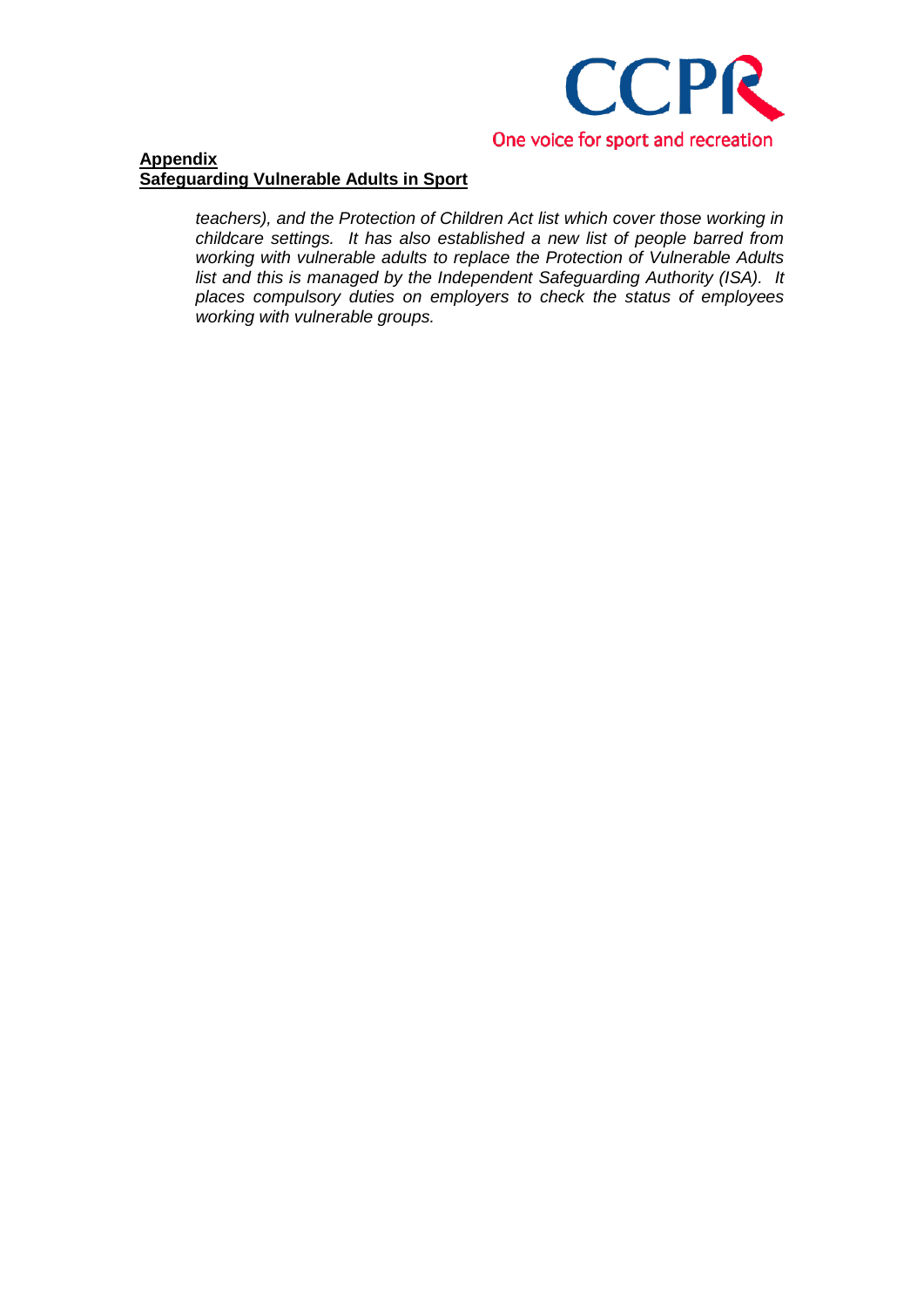**Appendix**
**Safeguarding Vulnerable Adults in Sport**

*teachers), and the Protection of Children Act list which cover those working in childcare settings. It has also established a new list of people barred from working with vulnerable adults to replace the Protection of Vulnerable Adults list and this is managed by the Independent Safeguarding Authority (ISA). It places compulsory duties on employers to check the status of employees working with vulnerable groups.*